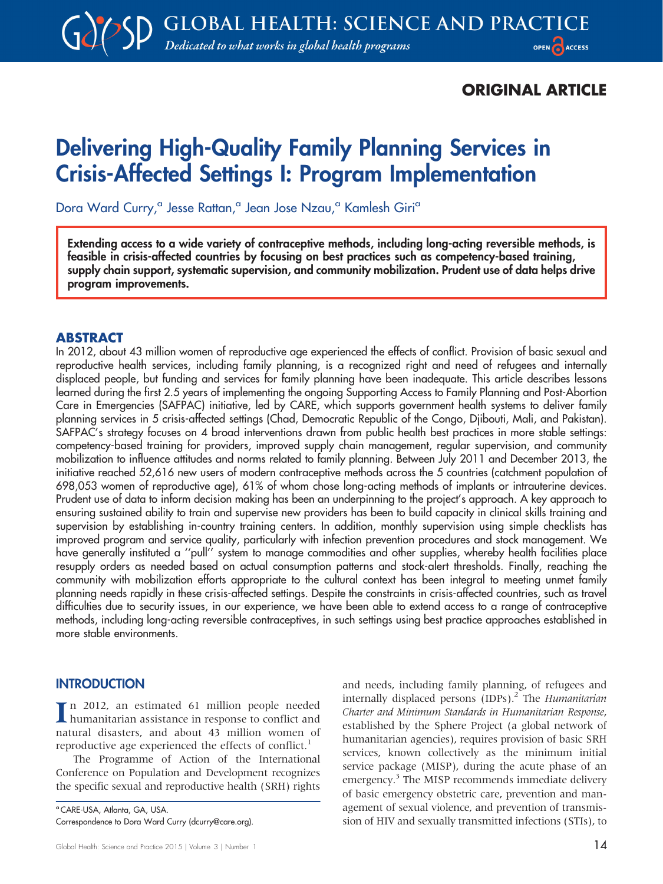ORIGINAL ARTICLE

# Delivering High-Quality Family Planning Services in Crisis-Affected Settings I: Program Implementation

Dora Ward Curry,[a] Jesse Rattan,[a] Jean Jose Nzau,[a] Kamlesh Giri[a]

**Extending access to a wide variety of contraceptive methods, including long-acting reversible methods, is feasible in crisis-affected countries by focusing on best practices such as competency-based training, supply chain support, systematic supervision, and community mobilization. Prudent use of data helps drive program improvements.**

## ABSTRACT

In 2012, about 43 million women of reproductive age experienced the effects of conflict. Provision of basic sexual and reproductive health services, including family planning, is a recognized right and need of refugees and internally displaced people, but funding and services for family planning have been inadequate. This article describes lessons learned during the first 2.5 years of implementing the ongoing Supporting Access to Family Planning and Post-Abortion Care in Emergencies (SAFPAC) initiative, led by CARE, which supports government health systems to deliver family planning services in 5 crisis-affected settings (Chad, Democratic Republic of the Congo, Djibouti, Mali, and Pakistan). SAFPAC's strategy focuses on 4 broad interventions drawn from public health best practices in more stable settings: competency-based training for providers, improved supply chain management, regular supervision, and community mobilization to influence attitudes and norms related to family planning. Between July 2011 and December 2013, the initiative reached 52,616 new users of modern contraceptive methods across the 5 countries (catchment population of 698,053 women of reproductive age), 61% of whom chose long-acting methods of implants or intrauterine devices. Prudent use of data to inform decision making has been an underpinning to the project's approach. A key approach to ensuring sustained ability to train and supervise new providers has been to build capacity in clinical skills training and supervision by establishing in-country training centers. In addition, monthly supervision using simple checklists has improved program and service quality, particularly with infection prevention procedures and stock management. We have generally instituted a "pull" system to manage commodities and other supplies, whereby health facilities place resupply orders as needed based on actual consumption patterns and stock-alert thresholds. Finally, reaching the community with mobilization efforts appropriate to the cultural context has been integral to meeting unmet family planning needs rapidly in these crisis-affected settings. Despite the constraints in crisis-affected countries, such as travel difficulties due to security issues, in our experience, we have been able to extend access to a range of contraceptive methods, including long-acting reversible contraceptives, in such settings using best practice approaches established in more stable environments.

## INTRODUCTION

In 2012, an estimated 61 million people needed humanitarian assistance in response to conflict and natural disasters, and about 43 million women of reproductive age experienced the effects of conflict.[1]

The Programme of Action of the International Conference on Population and Development recognizes the specific sexual and reproductive health (SRH) rights and needs, including family planning, of refugees and internally displaced persons (IDPs).[2] The *Humanitarian Charter and Minimum Standards in Humanitarian Response*, established by the Sphere Project (a global network of humanitarian agencies), requires provision of basic SRH services, known collectively as the minimum initial service package (MISP), during the acute phase of an emergency.[3] The MISP recommends immediate delivery of basic emergency obstetric care, prevention and management of sexual violence, and prevention of transmission of HIV and sexually transmitted infections (STIs), to

[a] CARE-USA, Atlanta, GA, USA.

Correspondence to Dora Ward Curry (dcurry@care.org).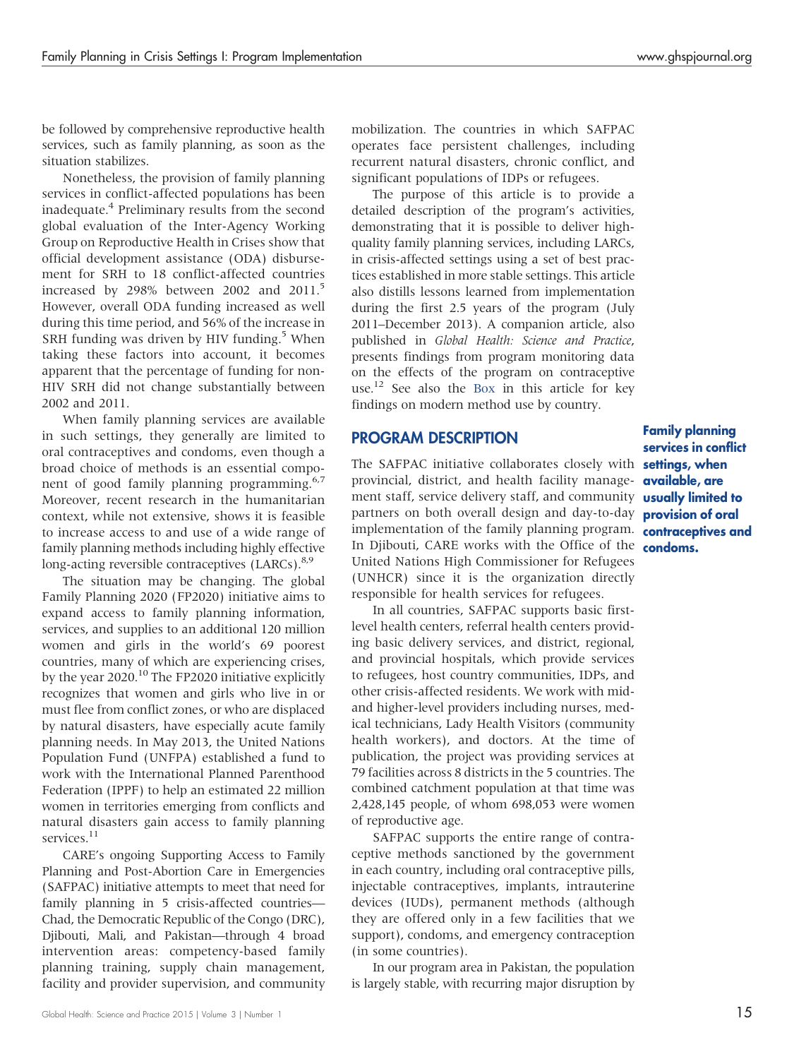be followed by comprehensive reproductive health services, such as family planning, as soon as the situation stabilizes.

Nonetheless, the provision of family planning services in conflict-affected populations has been inadequate.[4] Preliminary results from the second global evaluation of the Inter-Agency Working Group on Reproductive Health in Crises show that official development assistance (ODA) disbursement for SRH to 18 conflict-affected countries increased by 298% between 2002 and 2011.[5] However, overall ODA funding increased as well during this time period, and 56% of the increase in SRH funding was driven by HIV funding.[5] When taking these factors into account, it becomes apparent that the percentage of funding for non-HIV SRH did not change substantially between 2002 and 2011.

When family planning services are available in such settings, they generally are limited to oral contraceptives and condoms, even though a broad choice of methods is an essential component of good family planning programming.[6,7] Moreover, recent research in the humanitarian context, while not extensive, shows it is feasible to increase access to and use of a wide range of family planning methods including highly effective long-acting reversible contraceptives (LARCs).[8,9]

The situation may be changing. The global Family Planning 2020 (FP2020) initiative aims to expand access to family planning information, services, and supplies to an additional 120 million women and girls in the world's 69 poorest countries, many of which are experiencing crises, by the year 2020.[10] The FP2020 initiative explicitly recognizes that women and girls who live in or must flee from conflict zones, or who are displaced by natural disasters, have especially acute family planning needs. In May 2013, the United Nations Population Fund (UNFPA) established a fund to work with the International Planned Parenthood Federation (IPPF) to help an estimated 22 million women in territories emerging from conflicts and natural disasters gain access to family planning services.[11]

CARE's ongoing Supporting Access to Family Planning and Post-Abortion Care in Emergencies (SAFPAC) initiative attempts to meet that need for family planning in 5 crisis-affected countries—Chad, the Democratic Republic of the Congo (DRC), Djibouti, Mali, and Pakistan—through 4 broad intervention areas: competency-based family planning training, supply chain management, facility and provider supervision, and community mobilization. The countries in which SAFPAC operates face persistent challenges, including recurrent natural disasters, chronic conflict, and significant populations of IDPs or refugees.

The purpose of this article is to provide a detailed description of the program's activities, demonstrating that it is possible to deliver high-quality family planning services, including LARCs, in crisis-affected settings using a set of best practices established in more stable settings. This article also distills lessons learned from implementation during the first 2.5 years of the program (July 2011–December 2013). A companion article, also published in *Global Health: Science and Practice*, presents findings from program monitoring data on the effects of the program on contraceptive use.[12] See also the Box in this article for key findings on modern method use by country.

## PROGRAM DESCRIPTION

**Family planning services in conflict settings, when available, are usually limited to provision of oral contraceptives and condoms.**

The SAFPAC initiative collaborates closely with provincial, district, and health facility management staff, service delivery staff, and community partners on both overall design and day-to-day implementation of the family planning program. In Djibouti, CARE works with the Office of the United Nations High Commissioner for Refugees (UNHCR) since it is the organization directly responsible for health services for refugees.

In all countries, SAFPAC supports basic first-level health centers, referral health centers providing basic delivery services, and district, regional, and provincial hospitals, which provide services to refugees, host country communities, IDPs, and other crisis-affected residents. We work with mid- and higher-level providers including nurses, medical technicians, Lady Health Visitors (community health workers), and doctors. At the time of publication, the project was providing services at 79 facilities across 8 districts in the 5 countries. The combined catchment population at that time was 2,428,145 people, of whom 698,053 were women of reproductive age.

SAFPAC supports the entire range of contraceptive methods sanctioned by the government in each country, including oral contraceptive pills, injectable contraceptives, implants, intrauterine devices (IUDs), permanent methods (although they are offered only in a few facilities that we support), condoms, and emergency contraception (in some countries).

In our program area in Pakistan, the population is largely stable, with recurring major disruption by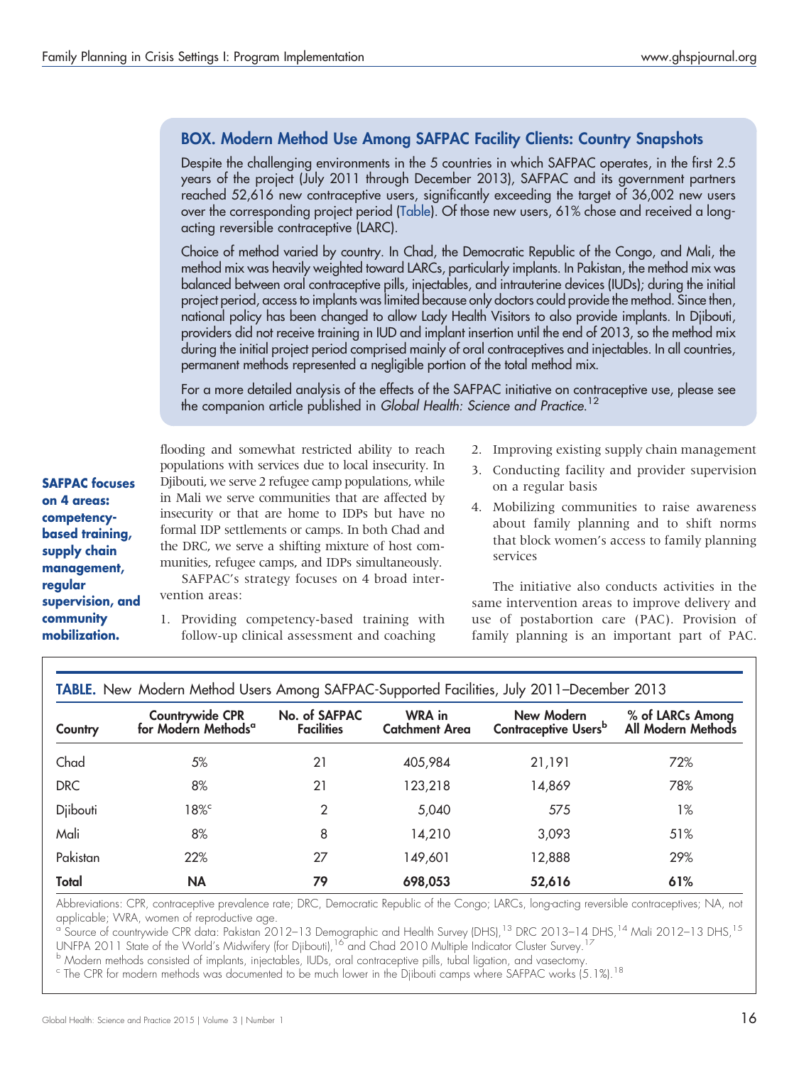## BOX. Modern Method Use Among SAFPAC Facility Clients: Country Snapshots

Despite the challenging environments in the 5 countries in which SAFPAC operates, in the first 2.5 years of the project (July 2011 through December 2013), SAFPAC and its government partners reached 52,616 new contraceptive users, significantly exceeding the target of 36,002 new users over the corresponding project period (Table). Of those new users, 61% chose and received a long-acting reversible contraceptive (LARC).

Choice of method varied by country. In Chad, the Democratic Republic of the Congo, and Mali, the method mix was heavily weighted toward LARCs, particularly implants. In Pakistan, the method mix was balanced between oral contraceptive pills, injectables, and intrauterine devices (IUDs); during the initial project period, access to implants was limited because only doctors could provide the method. Since then, national policy has been changed to allow Lady Health Visitors to also provide implants. In Djibouti, providers did not receive training in IUD and implant insertion until the end of 2013, so the method mix during the initial project period comprised mainly of oral contraceptives and injectables. In all countries, permanent methods represented a negligible portion of the total method mix.

For a more detailed analysis of the effects of the SAFPAC initiative on contraceptive use, please see the companion article published in *Global Health: Science and Practice*.[12]

flooding and somewhat restricted ability to reach populations with services due to local insecurity. In Djibouti, we serve 2 refugee camp populations, while in Mali we serve communities that are affected by insecurity or that are home to IDPs but have no formal IDP settlements or camps. In both Chad and the DRC, we serve a shifting mixture of host communities, refugee camps, and IDPs simultaneously.

**SAFPAC focuses on 4 areas: competency-based training, supply chain management, regular supervision, and community mobilization.**

SAFPAC's strategy focuses on 4 broad intervention areas:

1. Providing competency-based training with follow-up clinical assessment and coaching
2. Improving existing supply chain management
3. Conducting facility and provider supervision on a regular basis
4. Mobilizing communities to raise awareness about family planning and to shift norms that block women's access to family planning services

The initiative also conducts activities in the same intervention areas to improve delivery and use of postabortion care (PAC). Provision of family planning is an important part of PAC.

**TABLE.** New Modern Method Users Among SAFPAC-Supported Facilities, July 2011–December 2013

| Country | Countrywide CPR for Modern Methods[a] | No. of SAFPAC Facilities | WRA in Catchment Area | New Modern Contraceptive Users[b] | % of LARCs Among All Modern Methods |
|---|---|---|---|---|---|
| Chad | 5% | 21 | 405,984 | 21,191 | 72% |
| DRC | 8% | 21 | 123,218 | 14,869 | 78% |
| Djibouti | 18%[c] | 2 | 5,040 | 575 | 1% |
| Mali | 8% | 8 | 14,210 | 3,093 | 51% |
| Pakistan | 22% | 27 | 149,601 | 12,888 | 29% |
| **Total** | **NA** | **79** | **698,053** | **52,616** | **61%** |

Abbreviations: CPR, contraceptive prevalence rate; DRC, Democratic Republic of the Congo; LARCs, long-acting reversible contraceptives; NA, not applicable; WRA, women of reproductive age.

[a] Source of countrywide CPR data: Pakistan 2012–13 Demographic and Health Survey (DHS),[13] DRC 2013–14 DHS,[14] Mali 2012–13 DHS,[15] UNFPA 2011 State of the World's Midwifery (for Djibouti),[16] and Chad 2010 Multiple Indicator Cluster Survey.[17]

[b] Modern methods consisted of implants, injectables, IUDs, oral contraceptive pills, tubal ligation, and vasectomy.

[c] The CPR for modern methods was documented to be much lower in the Djibouti camps where SAFPAC works (5.1%).[18]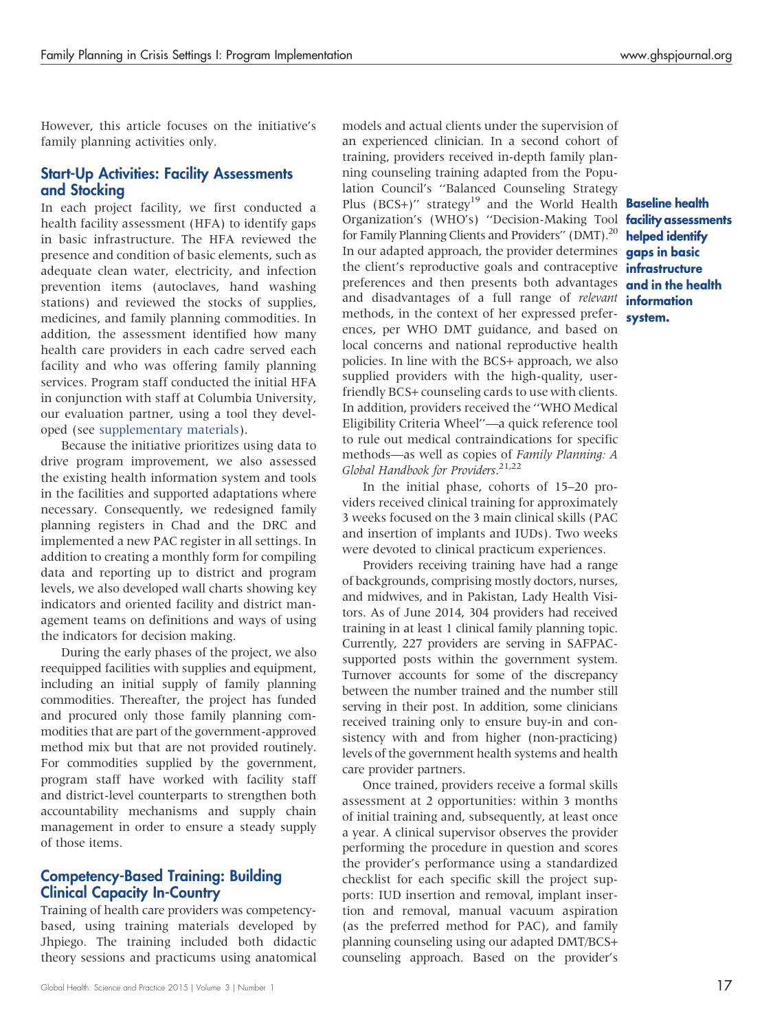However, this article focuses on the initiative's family planning activities only.

## Start-Up Activities: Facility Assessments and Stocking

In each project facility, we first conducted a health facility assessment (HFA) to identify gaps in basic infrastructure. The HFA reviewed the presence and condition of basic elements, such as adequate clean water, electricity, and infection prevention items (autoclaves, hand washing stations) and reviewed the stocks of supplies, medicines, and family planning commodities. In addition, the assessment identified how many health care providers in each cadre served each facility and who was offering family planning services. Program staff conducted the initial HFA in conjunction with staff at Columbia University, our evaluation partner, using a tool they developed (see supplementary materials).

Because the initiative prioritizes using data to drive program improvement, we also assessed the existing health information system and tools in the facilities and supported adaptations where necessary. Consequently, we redesigned family planning registers in Chad and the DRC and implemented a new PAC register in all settings. In addition to creating a monthly form for compiling data and reporting up to district and program levels, we also developed wall charts showing key indicators and oriented facility and district management teams on definitions and ways of using the indicators for decision making.

During the early phases of the project, we also reequipped facilities with supplies and equipment, including an initial supply of family planning commodities. Thereafter, the project has funded and procured only those family planning commodities that are part of the government-approved method mix but that are not provided routinely. For commodities supplied by the government, program staff have worked with facility staff and district-level counterparts to strengthen both accountability mechanisms and supply chain management in order to ensure a steady supply of those items.

## Competency-Based Training: Building Clinical Capacity In-Country

Training of health care providers was competency-based, using training materials developed by Jhpiego. The training included both didactic theory sessions and practicums using anatomical models and actual clients under the supervision of an experienced clinician. In a second cohort of training, providers received in-depth family planning counseling training adapted from the Population Council's "Balanced Counseling Strategy Plus (BCS+)" strategy[19] and the World Health Organization's (WHO's) "Decision-Making Tool for Family Planning Clients and Providers" (DMT).[20] In our adapted approach, the provider determines the client's reproductive goals and contraceptive preferences and then presents both advantages and disadvantages of a full range of *relevant* methods, in the context of her expressed preferences, per WHO DMT guidance, and based on local concerns and national reproductive health policies. In line with the BCS+ approach, we also supplied providers with the high-quality, user-friendly BCS+ counseling cards to use with clients. In addition, providers received the "WHO Medical Eligibility Criteria Wheel"—a quick reference tool to rule out medical contraindications for specific methods—as well as copies of *Family Planning: A Global Handbook for Providers*.[21,22]

**Baseline health facility assessments helped identify gaps in basic infrastructure and in the health information system.**

In the initial phase, cohorts of 15–20 providers received clinical training for approximately 3 weeks focused on the 3 main clinical skills (PAC and insertion of implants and IUDs). Two weeks were devoted to clinical practicum experiences.

Providers receiving training have had a range of backgrounds, comprising mostly doctors, nurses, and midwives, and in Pakistan, Lady Health Visitors. As of June 2014, 304 providers had received training in at least 1 clinical family planning topic. Currently, 227 providers are serving in SAFPAC-supported posts within the government system. Turnover accounts for some of the discrepancy between the number trained and the number still serving in their post. In addition, some clinicians received training only to ensure buy-in and consistency with and from higher (non-practicing) levels of the government health systems and health care provider partners.

Once trained, providers receive a formal skills assessment at 2 opportunities: within 3 months of initial training and, subsequently, at least once a year. A clinical supervisor observes the provider performing the procedure in question and scores the provider's performance using a standardized checklist for each specific skill the project supports: IUD insertion and removal, implant insertion and removal, manual vacuum aspiration (as the preferred method for PAC), and family planning counseling using our adapted DMT/BCS+ counseling approach. Based on the provider's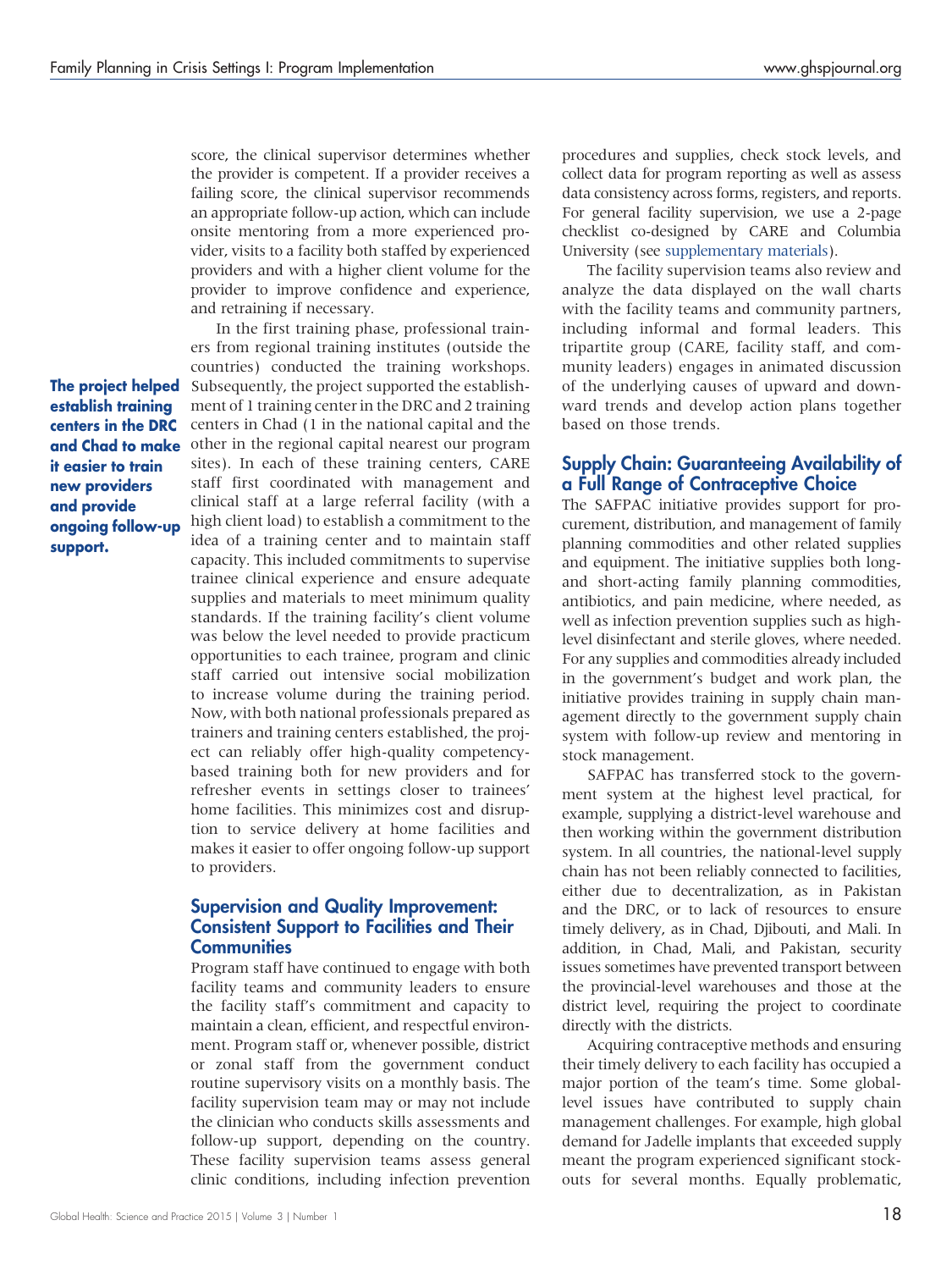score, the clinical supervisor determines whether the provider is competent. If a provider receives a failing score, the clinical supervisor recommends an appropriate follow-up action, which can include onsite mentoring from a more experienced provider, visits to a facility both staffed by experienced providers and with a higher client volume for the provider to improve confidence and experience, and retraining if necessary.

In the first training phase, professional trainers from regional training institutes (outside the countries) conducted the training workshops. Subsequently, the project supported the establishment of 1 training center in the DRC and 2 training centers in Chad (1 in the national capital and the other in the regional capital nearest our program sites). In each of these training centers, CARE staff first coordinated with management and clinical staff at a large referral facility (with a high client load) to establish a commitment to the idea of a training center and to maintain staff capacity. This included commitments to supervise trainee clinical experience and ensure adequate supplies and materials to meet minimum quality standards. If the training facility's client volume was below the level needed to provide practicum opportunities to each trainee, program and clinic staff carried out intensive social mobilization to increase volume during the training period. Now, with both national professionals prepared as trainers and training centers established, the project can reliably offer high-quality competency-based training both for new providers and for refresher events in settings closer to trainees' home facilities. This minimizes cost and disruption to service delivery at home facilities and makes it easier to offer ongoing follow-up support to providers.

**The project helped establish training centers in the DRC and Chad to make it easier to train new providers and provide ongoing follow-up support.**

## Supervision and Quality Improvement: Consistent Support to Facilities and Their Communities

Program staff have continued to engage with both facility teams and community leaders to ensure the facility staff's commitment and capacity to maintain a clean, efficient, and respectful environment. Program staff or, whenever possible, district or zonal staff from the government conduct routine supervisory visits on a monthly basis. The facility supervision team may or may not include the clinician who conducts skills assessments and follow-up support, depending on the country. These facility supervision teams assess general clinic conditions, including infection prevention procedures and supplies, check stock levels, and collect data for program reporting as well as assess data consistency across forms, registers, and reports. For general facility supervision, we use a 2-page checklist co-designed by CARE and Columbia University (see supplementary materials).

The facility supervision teams also review and analyze the data displayed on the wall charts with the facility teams and community partners, including informal and formal leaders. This tripartite group (CARE, facility staff, and community leaders) engages in animated discussion of the underlying causes of upward and downward trends and develop action plans together based on those trends.

## Supply Chain: Guaranteeing Availability of a Full Range of Contraceptive Choice

The SAFPAC initiative provides support for procurement, distribution, and management of family planning commodities and other related supplies and equipment. The initiative supplies both long- and short-acting family planning commodities, antibiotics, and pain medicine, where needed, as well as infection prevention supplies such as high-level disinfectant and sterile gloves, where needed. For any supplies and commodities already included in the government's budget and work plan, the initiative provides training in supply chain management directly to the government supply chain system with follow-up review and mentoring in stock management.

SAFPAC has transferred stock to the government system at the highest level practical, for example, supplying a district-level warehouse and then working within the government distribution system. In all countries, the national-level supply chain has not been reliably connected to facilities, either due to decentralization, as in Pakistan and the DRC, or to lack of resources to ensure timely delivery, as in Chad, Djibouti, and Mali. In addition, in Chad, Mali, and Pakistan, security issues sometimes have prevented transport between the provincial-level warehouses and those at the district level, requiring the project to coordinate directly with the districts.

Acquiring contraceptive methods and ensuring their timely delivery to each facility has occupied a major portion of the team's time. Some global-level issues have contributed to supply chain management challenges. For example, high global demand for Jadelle implants that exceeded supply meant the program experienced significant stock-outs for several months. Equally problematic,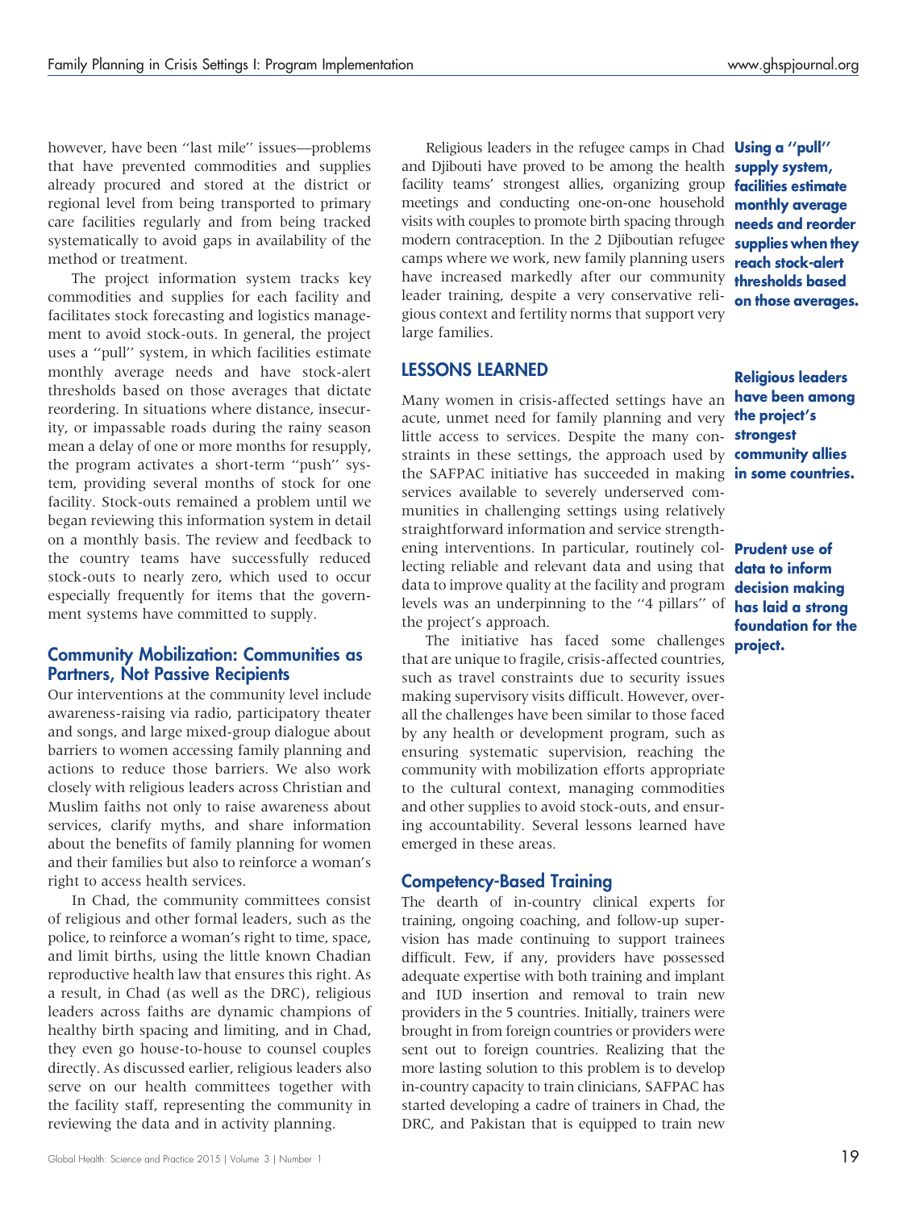however, have been ''last mile'' issues—problems that have prevented commodities and supplies already procured and stored at the district or regional level from being transported to primary care facilities regularly and from being tracked systematically to avoid gaps in availability of the method or treatment.

The project information system tracks key commodities and supplies for each facility and facilitates stock forecasting and logistics management to avoid stock-outs. In general, the project uses a ''pull'' system, in which facilities estimate monthly average needs and have stock-alert thresholds based on those averages that dictate reordering. In situations where distance, insecurity, or impassable roads during the rainy season mean a delay of one or more months for resupply, the program activates a short-term ''push'' system, providing several months of stock for one facility. Stock-outs remained a problem until we began reviewing this information system in detail on a monthly basis. The review and feedback to the country teams have successfully reduced stock-outs to nearly zero, which used to occur especially frequently for items that the government systems have committed to supply.

**Using a ''pull'' supply system, facilities estimate monthly average needs and reorder supplies when they reach stock-alert thresholds based on those averages.**

### Community Mobilization: Communities as Partners, Not Passive Recipients

Our interventions at the community level include awareness-raising via radio, participatory theater and songs, and large mixed-group dialogue about barriers to women accessing family planning and actions to reduce those barriers. We also work closely with religious leaders across Christian and Muslim faiths not only to raise awareness about services, clarify myths, and share information about the benefits of family planning for women and their families but also to reinforce a woman's right to access health services.

In Chad, the community committees consist of religious and other formal leaders, such as the police, to reinforce a woman's right to time, space, and limit births, using the little known Chadian reproductive health law that ensures this right. As a result, in Chad (as well as the DRC), religious leaders across faiths are dynamic champions of healthy birth spacing and limiting, and in Chad, they even go house-to-house to counsel couples directly. As discussed earlier, religious leaders also serve on our health committees together with the facility staff, representing the community in reviewing the data and in activity planning.

Religious leaders in the refugee camps in Chad and Djibouti have proved to be among the health facility teams' strongest allies, organizing group meetings and conducting one-on-one household visits with couples to promote birth spacing through modern contraception. In the 2 Djiboutian refugee camps where we work, new family planning users have increased markedly after our community leader training, despite a very conservative religious context and fertility norms that support very large families.

**Religious leaders have been among the project's strongest community allies in some countries.**

## LESSONS LEARNED

Many women in crisis-affected settings have an acute, unmet need for family planning and very little access to services. Despite the many constraints in these settings, the approach used by the SAFPAC initiative has succeeded in making services available to severely underserved communities in challenging settings using relatively straightforward information and service strengthening interventions. In particular, routinely collecting reliable and relevant data and using that data to improve quality at the facility and program levels was an underpinning to the ''4 pillars'' of the project's approach.

**Prudent use of data to inform decision making has laid a strong foundation for the project.**

The initiative has faced some challenges that are unique to fragile, crisis-affected countries, such as travel constraints due to security issues making supervisory visits difficult. However, overall the challenges have been similar to those faced by any health or development program, such as ensuring systematic supervision, reaching the community with mobilization efforts appropriate to the cultural context, managing commodities and other supplies to avoid stock-outs, and ensuring accountability. Several lessons learned have emerged in these areas.

### Competency-Based Training

The dearth of in-country clinical experts for training, ongoing coaching, and follow-up supervision has made continuing to support trainees difficult. Few, if any, providers have possessed adequate expertise with both training and implant and IUD insertion and removal to train new providers in the 5 countries. Initially, trainers were brought in from foreign countries or providers were sent out to foreign countries. Realizing that the more lasting solution to this problem is to develop in-country capacity to train clinicians, SAFPAC has started developing a cadre of trainers in Chad, the DRC, and Pakistan that is equipped to train new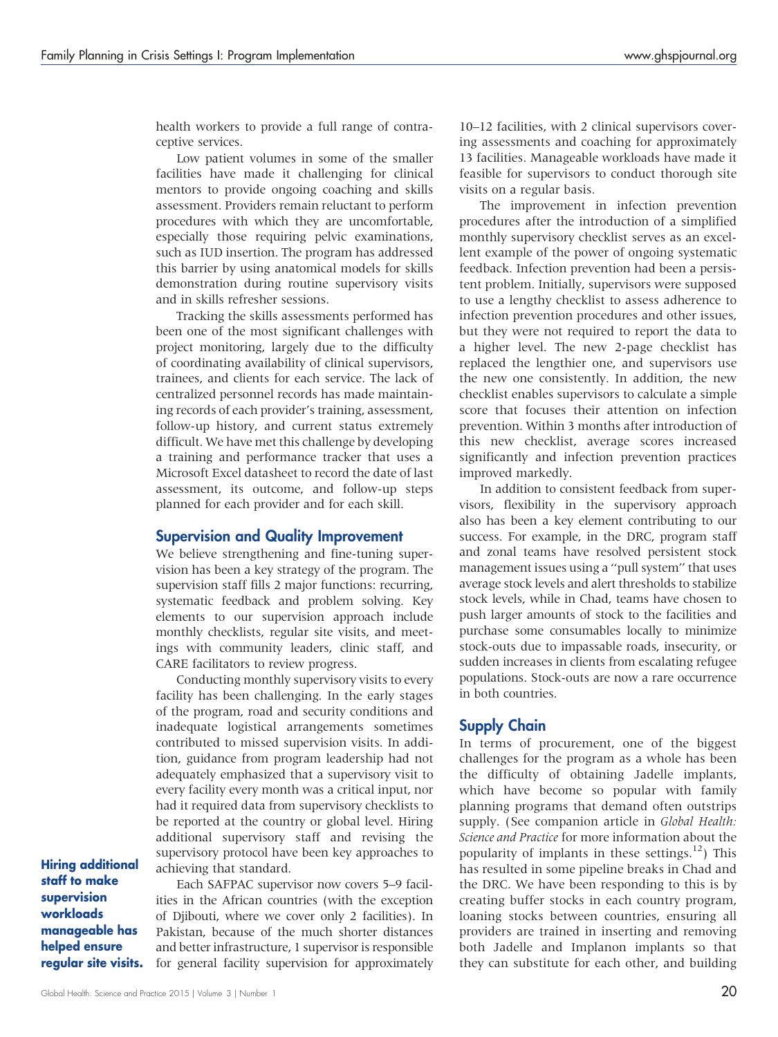health workers to provide a full range of contraceptive services.

Low patient volumes in some of the smaller facilities have made it challenging for clinical mentors to provide ongoing coaching and skills assessment. Providers remain reluctant to perform procedures with which they are uncomfortable, especially those requiring pelvic examinations, such as IUD insertion. The program has addressed this barrier by using anatomical models for skills demonstration during routine supervisory visits and in skills refresher sessions.

Tracking the skills assessments performed has been one of the most significant challenges with project monitoring, largely due to the difficulty of coordinating availability of clinical supervisors, trainees, and clients for each service. The lack of centralized personnel records has made maintaining records of each provider's training, assessment, follow-up history, and current status extremely difficult. We have met this challenge by developing a training and performance tracker that uses a Microsoft Excel datasheet to record the date of last assessment, its outcome, and follow-up steps planned for each provider and for each skill.

## Supervision and Quality Improvement

We believe strengthening and fine-tuning supervision has been a key strategy of the program. The supervision staff fills 2 major functions: recurring, systematic feedback and problem solving. Key elements to our supervision approach include monthly checklists, regular site visits, and meetings with community leaders, clinic staff, and CARE facilitators to review progress.

Conducting monthly supervisory visits to every facility has been challenging. In the early stages of the program, road and security conditions and inadequate logistical arrangements sometimes contributed to missed supervision visits. In addition, guidance from program leadership had not adequately emphasized that a supervisory visit to every facility every month was a critical input, nor had it required data from supervisory checklists to be reported at the country or global level. Hiring additional supervisory staff and revising the supervisory protocol have been key approaches to achieving that standard.

**Hiring additional staff to make supervision workloads manageable has helped ensure regular site visits.**

Each SAFPAC supervisor now covers 5–9 facilities in the African countries (with the exception of Djibouti, where we cover only 2 facilities). In Pakistan, because of the much shorter distances and better infrastructure, 1 supervisor is responsible for general facility supervision for approximately 10–12 facilities, with 2 clinical supervisors covering assessments and coaching for approximately 13 facilities. Manageable workloads have made it feasible for supervisors to conduct thorough site visits on a regular basis.

The improvement in infection prevention procedures after the introduction of a simplified monthly supervisory checklist serves as an excellent example of the power of ongoing systematic feedback. Infection prevention had been a persistent problem. Initially, supervisors were supposed to use a lengthy checklist to assess adherence to infection prevention procedures and other issues, but they were not required to report the data to a higher level. The new 2-page checklist has replaced the lengthier one, and supervisors use the new one consistently. In addition, the new checklist enables supervisors to calculate a simple score that focuses their attention on infection prevention. Within 3 months after introduction of this new checklist, average scores increased significantly and infection prevention practices improved markedly.

In addition to consistent feedback from supervisors, flexibility in the supervisory approach also has been a key element contributing to our success. For example, in the DRC, program staff and zonal teams have resolved persistent stock management issues using a "pull system" that uses average stock levels and alert thresholds to stabilize stock levels, while in Chad, teams have chosen to push larger amounts of stock to the facilities and purchase some consumables locally to minimize stock-outs due to impassable roads, insecurity, or sudden increases in clients from escalating refugee populations. Stock-outs are now a rare occurrence in both countries.

## Supply Chain

In terms of procurement, one of the biggest challenges for the program as a whole has been the difficulty of obtaining Jadelle implants, which have become so popular with family planning programs that demand often outstrips supply. (See companion article in *Global Health: Science and Practice* for more information about the popularity of implants in these settings.[12]) This has resulted in some pipeline breaks in Chad and the DRC. We have been responding to this is by creating buffer stocks in each country program, loaning stocks between countries, ensuring all providers are trained in inserting and removing both Jadelle and Implanon implants so that they can substitute for each other, and building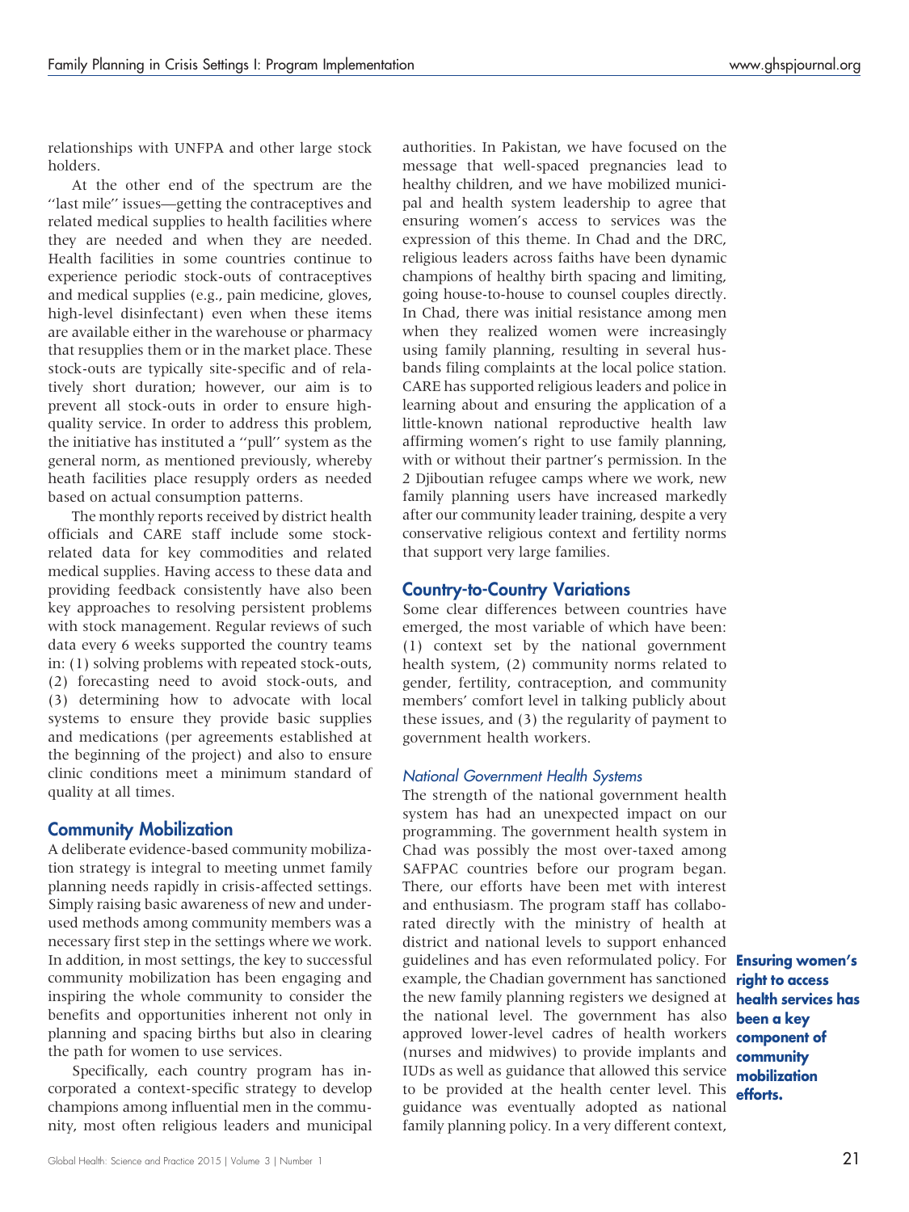relationships with UNFPA and other large stock holders.

At the other end of the spectrum are the ''last mile'' issues—getting the contraceptives and related medical supplies to health facilities where they are needed and when they are needed. Health facilities in some countries continue to experience periodic stock-outs of contraceptives and medical supplies (e.g., pain medicine, gloves, high-level disinfectant) even when these items are available either in the warehouse or pharmacy that resupplies them or in the market place. These stock-outs are typically site-specific and of relatively short duration; however, our aim is to prevent all stock-outs in order to ensure high-quality service. In order to address this problem, the initiative has instituted a ''pull'' system as the general norm, as mentioned previously, whereby heath facilities place resupply orders as needed based on actual consumption patterns.

The monthly reports received by district health officials and CARE staff include some stock-related data for key commodities and related medical supplies. Having access to these data and providing feedback consistently have also been key approaches to resolving persistent problems with stock management. Regular reviews of such data every 6 weeks supported the country teams in: (1) solving problems with repeated stock-outs, (2) forecasting need to avoid stock-outs, and (3) determining how to advocate with local systems to ensure they provide basic supplies and medications (per agreements established at the beginning of the project) and also to ensure clinic conditions meet a minimum standard of quality at all times.

## Community Mobilization

A deliberate evidence-based community mobilization strategy is integral to meeting unmet family planning needs rapidly in crisis-affected settings. Simply raising basic awareness of new and under-used methods among community members was a necessary first step in the settings where we work. In addition, in most settings, the key to successful community mobilization has been engaging and inspiring the whole community to consider the benefits and opportunities inherent not only in planning and spacing births but also in clearing the path for women to use services.

Specifically, each country program has incorporated a context-specific strategy to develop champions among influential men in the community, most often religious leaders and municipal authorities. In Pakistan, we have focused on the message that well-spaced pregnancies lead to healthy children, and we have mobilized municipal and health system leadership to agree that ensuring women's access to services was the expression of this theme. In Chad and the DRC, religious leaders across faiths have been dynamic champions of healthy birth spacing and limiting, going house-to-house to counsel couples directly. In Chad, there was initial resistance among men when they realized women were increasingly using family planning, resulting in several husbands filing complaints at the local police station. CARE has supported religious leaders and police in learning about and ensuring the application of a little-known national reproductive health law affirming women's right to use family planning, with or without their partner's permission. In the 2 Djiboutian refugee camps where we work, new family planning users have increased markedly after our community leader training, despite a very conservative religious context and fertility norms that support very large families.

**Ensuring women's right to access health services has been a key component of community mobilization efforts.**

## Country-to-Country Variations

Some clear differences between countries have emerged, the most variable of which have been: (1) context set by the national government health system, (2) community norms related to gender, fertility, contraception, and community members' comfort level in talking publicly about these issues, and (3) the regularity of payment to government health workers.

### *National Government Health Systems*

The strength of the national government health system has had an unexpected impact on our programming. The government health system in Chad was possibly the most over-taxed among SAFPAC countries before our program began. There, our efforts have been met with interest and enthusiasm. The program staff has collaborated directly with the ministry of health at district and national levels to support enhanced guidelines and has even reformulated policy. For example, the Chadian government has sanctioned the new family planning registers we designed at the national level. The government has also approved lower-level cadres of health workers (nurses and midwives) to provide implants and IUDs as well as guidance that allowed this service to be provided at the health center level. This guidance was eventually adopted as national family planning policy. In a very different context,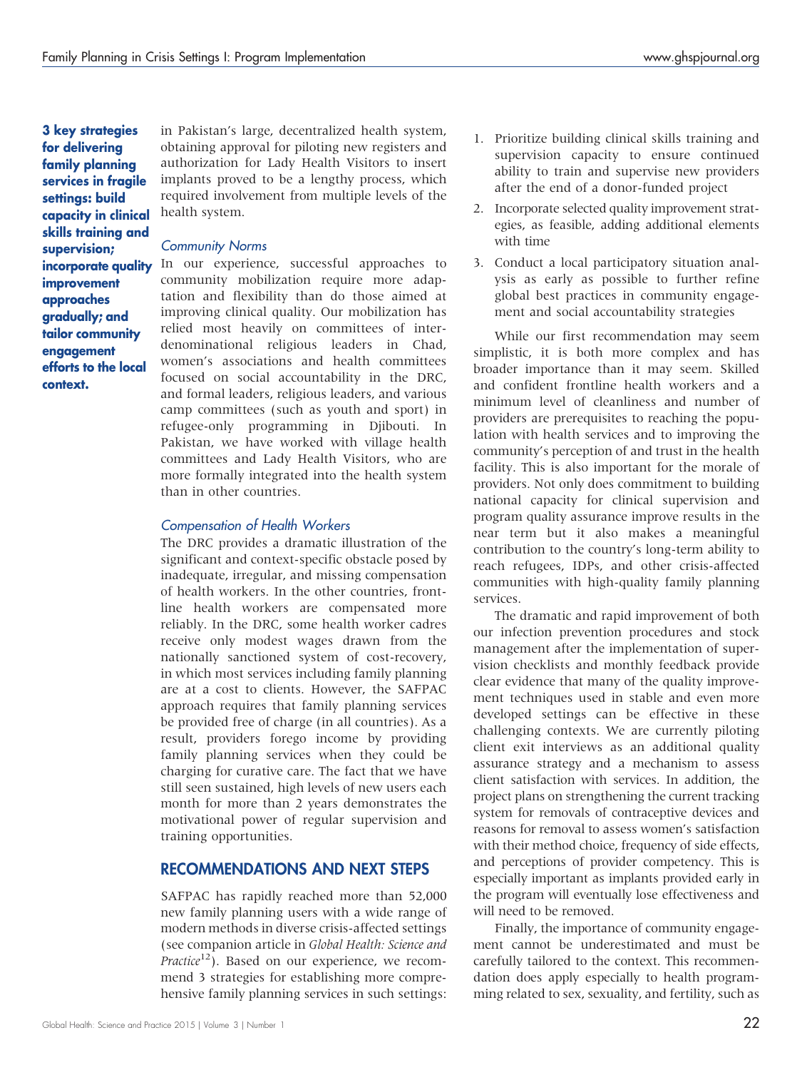**3 key strategies for delivering family planning services in fragile settings: build capacity in clinical skills training and supervision; incorporate quality improvement approaches gradually; and tailor community engagement efforts to the local context.**

in Pakistan's large, decentralized health system, obtaining approval for piloting new registers and authorization for Lady Health Visitors to insert implants proved to be a lengthy process, which required involvement from multiple levels of the health system.

### *Community Norms*

In our experience, successful approaches to community mobilization require more adaptation and flexibility than do those aimed at improving clinical quality. Our mobilization has relied most heavily on committees of interdenominational religious leaders in Chad, women's associations and health committees focused on social accountability in the DRC, and formal leaders, religious leaders, and various camp committees (such as youth and sport) in refugee-only programming in Djibouti. In Pakistan, we have worked with village health committees and Lady Health Visitors, who are more formally integrated into the health system than in other countries.

### *Compensation of Health Workers*

The DRC provides a dramatic illustration of the significant and context-specific obstacle posed by inadequate, irregular, and missing compensation of health workers. In the other countries, frontline health workers are compensated more reliably. In the DRC, some health worker cadres receive only modest wages drawn from the nationally sanctioned system of cost-recovery, in which most services including family planning are at a cost to clients. However, the SAFPAC approach requires that family planning services be provided free of charge (in all countries). As a result, providers forego income by providing family planning services when they could be charging for curative care. The fact that we have still seen sustained, high levels of new users each month for more than 2 years demonstrates the motivational power of regular supervision and training opportunities.

## RECOMMENDATIONS AND NEXT STEPS

SAFPAC has rapidly reached more than 52,000 new family planning users with a wide range of modern methods in diverse crisis-affected settings (see companion article in *Global Health: Science and Practice*[12]). Based on our experience, we recommend 3 strategies for establishing more comprehensive family planning services in such settings:

1. Prioritize building clinical skills training and supervision capacity to ensure continued ability to train and supervise new providers after the end of a donor-funded project
2. Incorporate selected quality improvement strategies, as feasible, adding additional elements with time
3. Conduct a local participatory situation analysis as early as possible to further refine global best practices in community engagement and social accountability strategies

While our first recommendation may seem simplistic, it is both more complex and has broader importance than it may seem. Skilled and confident frontline health workers and a minimum level of cleanliness and number of providers are prerequisites to reaching the population with health services and to improving the community's perception of and trust in the health facility. This is also important for the morale of providers. Not only does commitment to building national capacity for clinical supervision and program quality assurance improve results in the near term but it also makes a meaningful contribution to the country's long-term ability to reach refugees, IDPs, and other crisis-affected communities with high-quality family planning services.

The dramatic and rapid improvement of both our infection prevention procedures and stock management after the implementation of supervision checklists and monthly feedback provide clear evidence that many of the quality improvement techniques used in stable and even more developed settings can be effective in these challenging contexts. We are currently piloting client exit interviews as an additional quality assurance strategy and a mechanism to assess client satisfaction with services. In addition, the project plans on strengthening the current tracking system for removals of contraceptive devices and reasons for removal to assess women's satisfaction with their method choice, frequency of side effects, and perceptions of provider competency. This is especially important as implants provided early in the program will eventually lose effectiveness and will need to be removed.

Finally, the importance of community engagement cannot be underestimated and must be carefully tailored to the context. This recommendation does apply especially to health programming related to sex, sexuality, and fertility, such as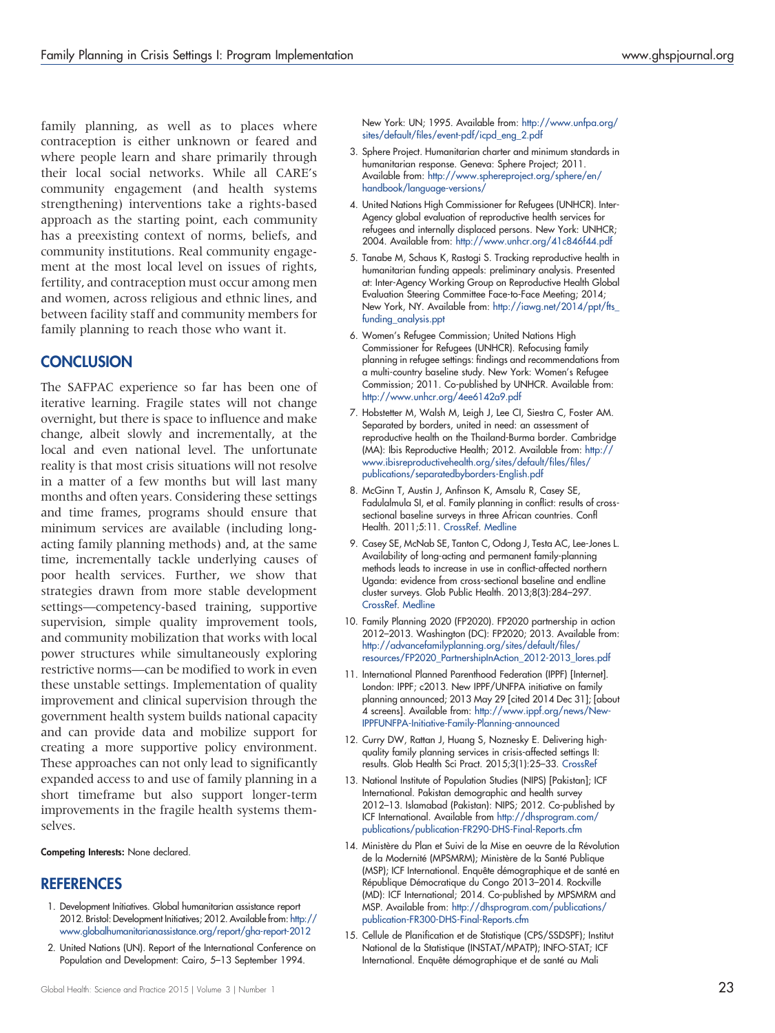family planning, as well as to places where contraception is either unknown or feared and where people learn and share primarily through their local social networks. While all CARE's community engagement (and health systems strengthening) interventions take a rights-based approach as the starting point, each community has a preexisting context of norms, beliefs, and community institutions. Real community engagement at the most local level on issues of rights, fertility, and contraception must occur among men and women, across religious and ethnic lines, and between facility staff and community members for family planning to reach those who want it.

## CONCLUSION

The SAFPAC experience so far has been one of iterative learning. Fragile states will not change overnight, but there is space to influence and make change, albeit slowly and incrementally, at the local and even national level. The unfortunate reality is that most crisis situations will not resolve in a matter of a few months but will last many months and often years. Considering these settings and time frames, programs should ensure that minimum services are available (including long-acting family planning methods) and, at the same time, incrementally tackle underlying causes of poor health services. Further, we show that strategies drawn from more stable development settings—competency-based training, supportive supervision, simple quality improvement tools, and community mobilization that works with local power structures while simultaneously exploring restrictive norms—can be modified to work in even these unstable settings. Implementation of quality improvement and clinical supervision through the government health system builds national capacity and can provide data and mobilize support for creating a more supportive policy environment. These approaches can not only lead to significantly expanded access to and use of family planning in a short timeframe but also support longer-term improvements in the fragile health systems themselves.

**Competing Interests:** None declared.

## REFERENCES

1. Development Initiatives. Global humanitarian assistance report 2012. Bristol: Development Initiatives; 2012. Available from: http://www.globalhumanitarianassistance.org/report/gha-report-2012
2. United Nations (UN). Report of the International Conference on Population and Development: Cairo, 5–13 September 1994. New York: UN; 1995. Available from: http://www.unfpa.org/sites/default/files/event-pdf/icpd_eng_2.pdf
3. Sphere Project. Humanitarian charter and minimum standards in humanitarian response. Geneva: Sphere Project; 2011. Available from: http://www.sphereproject.org/sphere/en/handbook/language-versions/
4. United Nations High Commissioner for Refugees (UNHCR). Inter-Agency global evaluation of reproductive health services for refugees and internally displaced persons. New York: UNHCR; 2004. Available from: http://www.unhcr.org/41c846f44.pdf
5. Tanabe M, Schaus K, Rastogi S. Tracking reproductive health in humanitarian funding appeals: preliminary analysis. Presented at: Inter-Agency Working Group on Reproductive Health Global Evaluation Steering Committee Face-to-Face Meeting; 2014; New York, NY. Available from: http://iawg.net/2014/ppt/fts_funding_analysis.ppt
6. Women's Refugee Commission; United Nations High Commissioner for Refugees (UNHCR). Refocusing family planning in refugee settings: findings and recommendations from a multi-country baseline study. New York: Women's Refugee Commission; 2011. Co-published by UNHCR. Available from: http://www.unhcr.org/4ee6142a9.pdf
7. Hobstetter M, Walsh M, Leigh J, Lee CI, Siestra C, Foster AM. Separated by borders, united in need: an assessment of reproductive health on the Thailand-Burma border. Cambridge (MA): Ibis Reproductive Health; 2012. Available from: http://www.ibisreproductivehealth.org/sites/default/files/files/publications/separatedbyborders-English.pdf
8. McGinn T, Austin J, Anfinson K, Amsalu R, Casey SE, Fadulalmula SI, et al. Family planning in conflict: results of cross-sectional baseline surveys in three African countries. Confl Health. 2011;5:11. CrossRef. Medline
9. Casey SE, McNab SE, Tanton C, Odong J, Testa AC, Lee-Jones L. Availability of long-acting and permanent family-planning methods leads to increase in use in conflict-affected northern Uganda: evidence from cross-sectional baseline and endline cluster surveys. Glob Public Health. 2013;8(3):284–297. CrossRef. Medline
10. Family Planning 2020 (FP2020). FP2020 partnership in action 2012–2013. Washington (DC): FP2020; 2013. Available from: http://advancefamilyplanning.org/sites/default/files/resources/FP2020_PartnershipInAction_2012-2013_lores.pdf
11. International Planned Parenthood Federation (IPPF) [Internet]. London: IPPF; c2013. New IPPF/UNFPA initiative on family planning announced; 2013 May 29 [cited 2014 Dec 31]; [about 4 screens]. Available from: http://www.ippf.org/news/New-IPPFUNFPA-Initiative-Family-Planning-announced
12. Curry DW, Rattan J, Huang S, Noznesky E. Delivering high-quality family planning services in crisis-affected settings II: results. Glob Health Sci Pract. 2015;3(1):25–33. CrossRef
13. National Institute of Population Studies (NIPS) [Pakistan]; ICF International. Pakistan demographic and health survey 2012–13. Islamabad (Pakistan): NIPS; 2012. Co-published by ICF International. Available from http://dhsprogram.com/publications/publication-FR290-DHS-Final-Reports.cfm
14. Ministère du Plan et Suivi de la Mise en oeuvre de la Révolution de la Modernité (MPSMRM); Ministère de la Santé Publique (MSP); ICF International. Enquête démographique et de santé en République Démocratique du Congo 2013–2014. Rockville (MD): ICF International; 2014. Co-published by MPSMRM and MSP. Available from: http://dhsprogram.com/publications/publication-FR300-DHS-Final-Reports.cfm
15. Cellule de Planification et de Statistique (CPS/SSDSPF); Institut National de la Statistique (INSTAT/MPATP); INFO-STAT; ICF International. Enquête démographique et de santé au Mali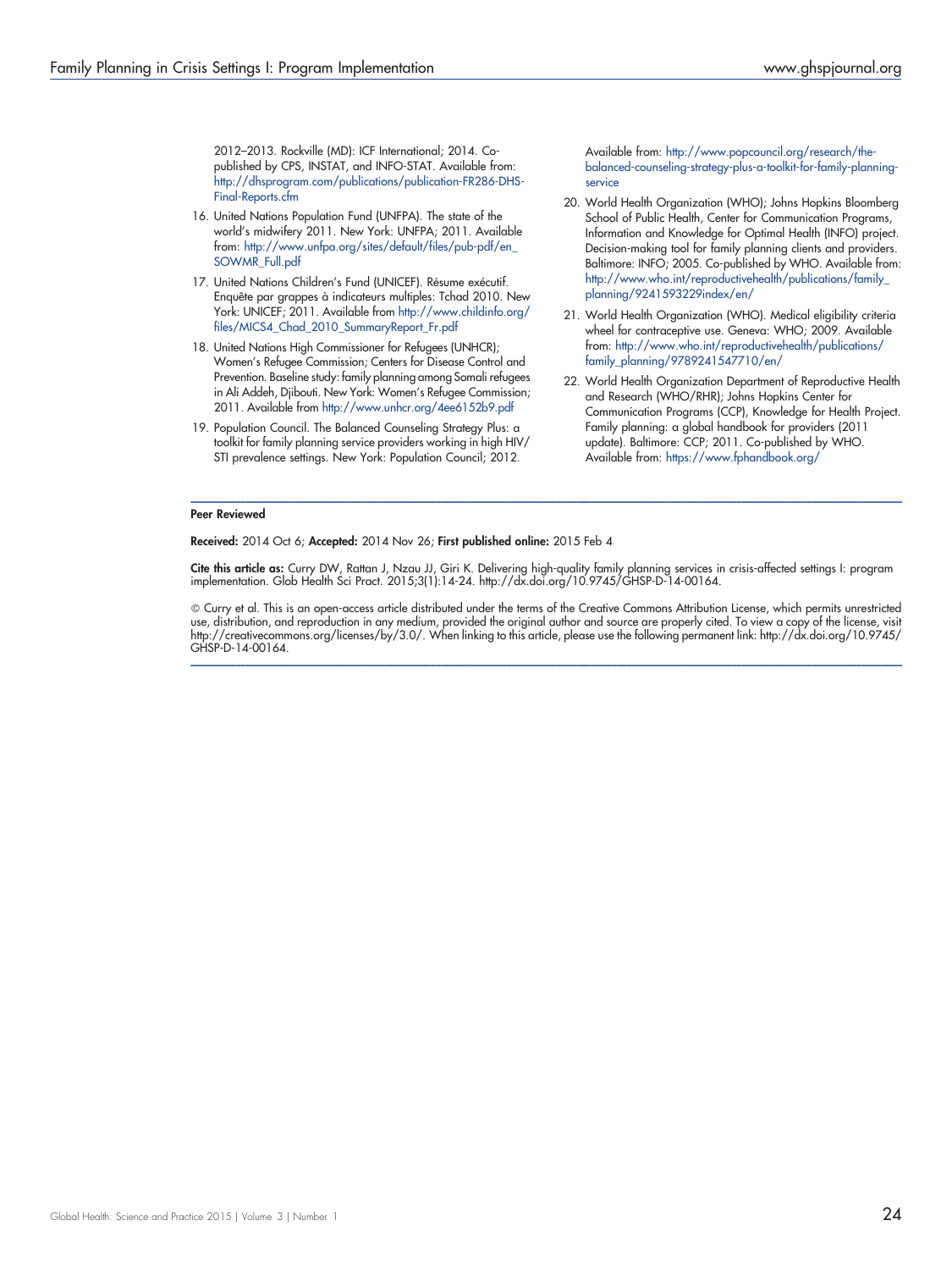2012–2013. Rockville (MD): ICF International; 2014. Co-published by CPS, INSTAT, and INFO-STAT. Available from: http://dhsprogram.com/publications/publication-FR286-DHS-Final-Reports.cfm

16. United Nations Population Fund (UNFPA). The state of the world's midwifery 2011. New York: UNFPA; 2011. Available from: http://www.unfpa.org/sites/default/files/pub-pdf/en_SOWMR_Full.pdf
17. United Nations Children's Fund (UNICEF). Résume exécutif. Enquête par grappes à indicateurs multiples: Tchad 2010. New York: UNICEF; 2011. Available from http://www.childinfo.org/files/MICS4_Chad_2010_SummaryReport_Fr.pdf
18. United Nations High Commissioner for Refugees (UNHCR); Women's Refugee Commission; Centers for Disease Control and Prevention. Baseline study: family planning among Somali refugees in Ali Addeh, Djibouti. New York: Women's Refugee Commission; 2011. Available from http://www.unhcr.org/4ee6152b9.pdf
19. Population Council. The Balanced Counseling Strategy Plus: a toolkit for family planning service providers working in high HIV/STI prevalence settings. New York: Population Council; 2012. Available from: http://www.popcouncil.org/research/the-balanced-counseling-strategy-plus-a-toolkit-for-family-planning-service
20. World Health Organization (WHO); Johns Hopkins Bloomberg School of Public Health, Center for Communication Programs, Information and Knowledge for Optimal Health (INFO) project. Decision-making tool for family planning clients and providers. Baltimore: INFO; 2005. Co-published by WHO. Available from: http://www.who.int/reproductivehealth/publications/family_planning/9241593229index/en/
21. World Health Organization (WHO). Medical eligibility criteria wheel for contraceptive use. Geneva: WHO; 2009. Available from: http://www.who.int/reproductivehealth/publications/family_planning/9789241547710/en/
22. World Health Organization Department of Reproductive Health and Research (WHO/RHR); Johns Hopkins Center for Communication Programs (CCP), Knowledge for Health Project. Family planning: a global handbook for providers (2011 update). Baltimore: CCP; 2011. Co-published by WHO. Available from: https://www.fphandbook.org/

---

**Peer Reviewed**

**Received:** 2014 Oct 6; **Accepted:** 2014 Nov 26; **First published online:** 2015 Feb 4

**Cite this article as:** Curry DW, Rattan J, Nzau JJ, Giri K. Delivering high-quality family planning services in crisis-affected settings I: program implementation. Glob Health Sci Pract. 2015;3(1):14-24. http://dx.doi.org/10.9745/GHSP-D-14-00164.

© Curry et al. This is an open-access article distributed under the terms of the Creative Commons Attribution License, which permits unrestricted use, distribution, and reproduction in any medium, provided the original author and source are properly cited. To view a copy of the license, visit http://creativecommons.org/licenses/by/3.0/. When linking to this article, please use the following permanent link: http://dx.doi.org/10.9745/GHSP-D-14-00164.